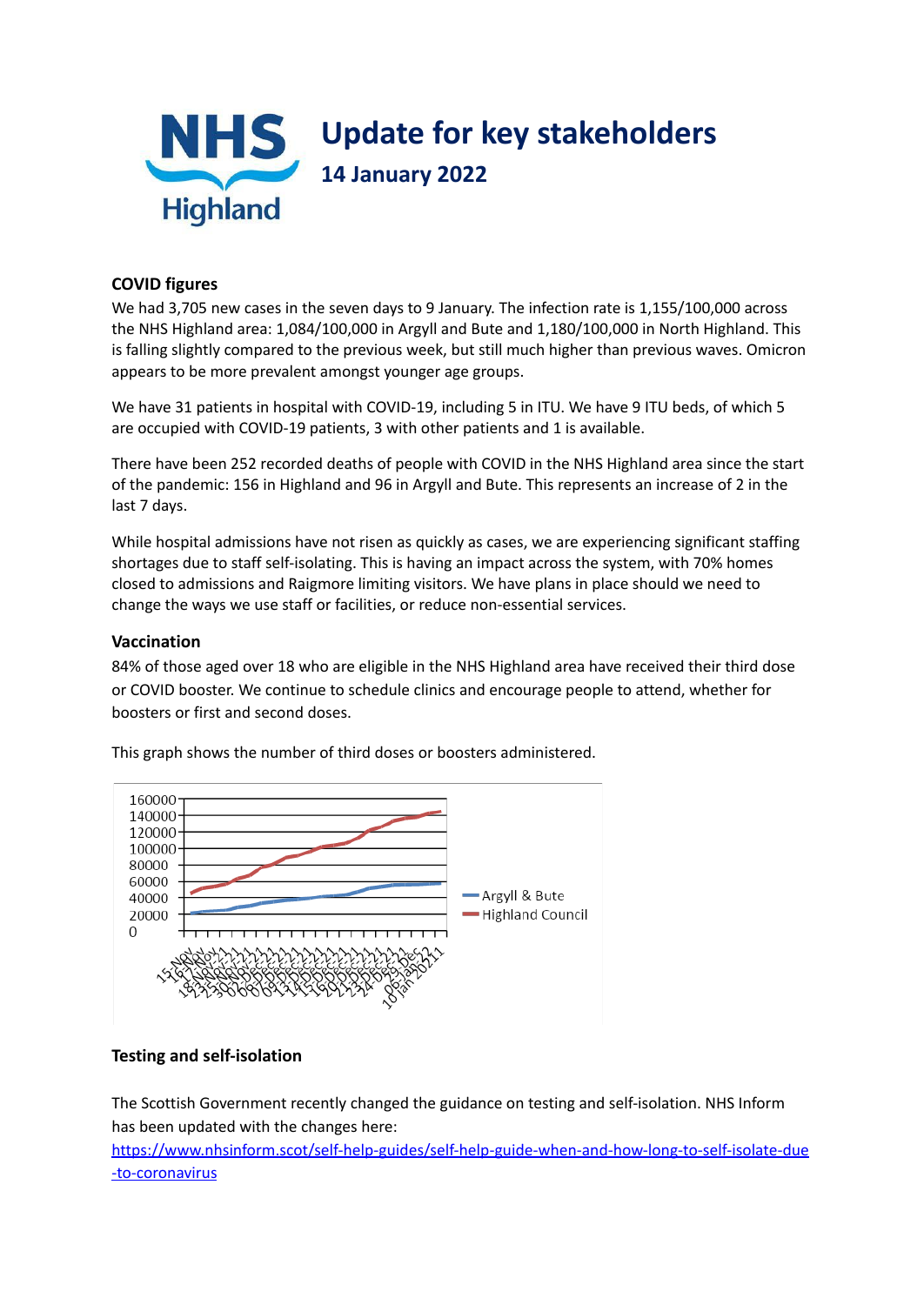# Update for key stakeholders

## 14 January 2022

### COVID figures

We had 3,705 new cases in the seven days to 9 January. The infection rate is 1,155/100,000 across the NHS Highland area: 1,084/100,000 in Argyll and Bute and 1,180/100,000 in North Highland. This is falling slightly compared to the previous week, but still much higher than previous waves. Omicron appears to be more prevalent amongst younger age groups.

We have 31 patients in hospital with COVID-19, including 5 in ITU. We have 9 ITU beds, of which 5 are occupied with COVID-19 patients, 3 with other patients and 1 is available.

There have been 252 recorded deaths of people with COVID in the NHS Highland area since the start of the pandemic: 156 in Highland and 96 in Argyll and Bute. This represents an increase of 2 in the last 7 days.

While hospital admissions have not risen as quickly as cases, we are experiencing significant staffing shortages due to staff self-isolating. This is having an impact across the system, with 70% homes closed to admissions and Raigmore limiting visitors. We have plans in place should we need to change the ways we use staff or facilities, or reduce non-essential services.

### Vaccination

84% of those aged over 18 who are eligible in the NHS Highland area have received their third dose or COVID booster. We continue to schedule clinics and encourage people to attend, whether for boosters or first and second doses.

This graph shows the number of third doses or boosters administered.

### Testing and self-isolation

The Scottish Government recently changed the guidance on testing and self-isolation. NHS Inform has been updated with the changes here:
https://www.nhsinform.scot/self-help-guides/self-help-guide-when-and-how-long-to-self-isolate-due-to-coronavirus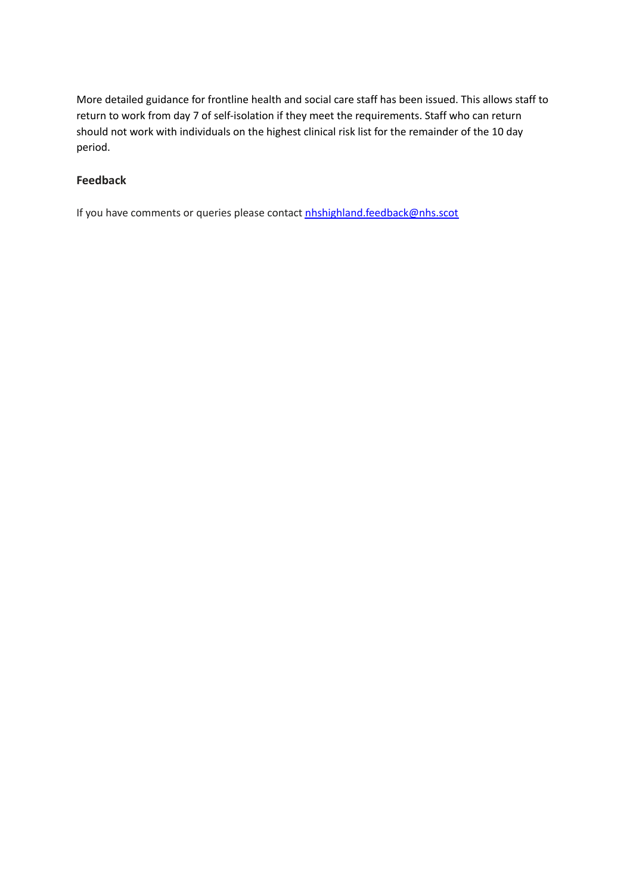More detailed guidance for frontline health and social care staff has been issued. This allows staff to return to work from day 7 of self-isolation if they meet the requirements. Staff who can return should not work with individuals on the highest clinical risk list for the remainder of the 10 day period.

## Feedback

If you have comments or queries please contact nhshighland.feedback@nhs.scot